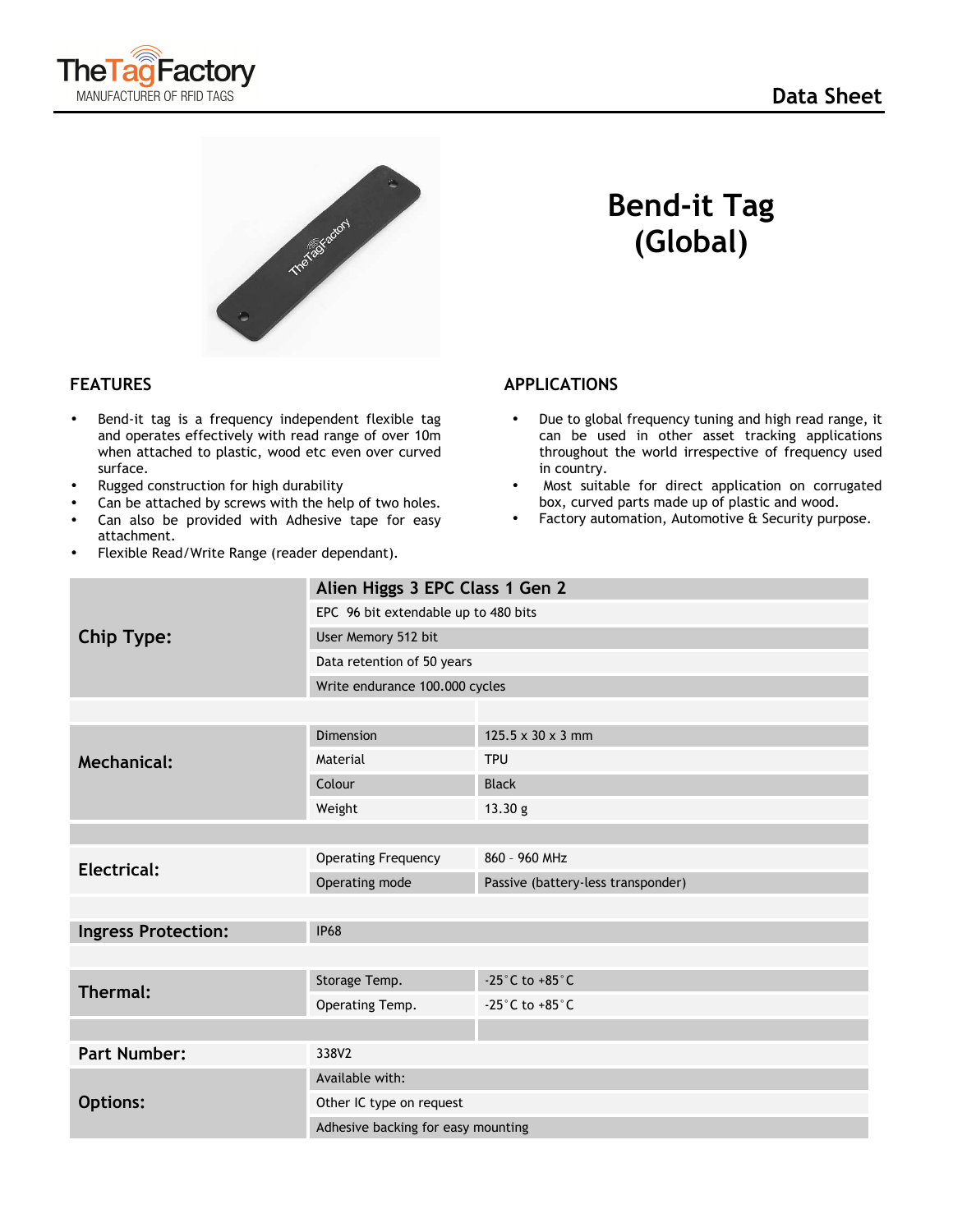TheTagFactory
MANUFACTURER OF RFID TAGS

Data Sheet

# Bend-it Tag (Global)

## FEATURES

- Bend-it tag is a frequency independent flexible tag and operates effectively with read range of over 10m when attached to plastic, wood etc even over curved surface.
- Rugged construction for high durability
- Can be attached by screws with the help of two holes.
- Can also be provided with Adhesive tape for easy attachment.
- Flexible Read/Write Range (reader dependant).

## APPLICATIONS

- Due to global frequency tuning and high read range, it can be used in other asset tracking applications throughout the world irrespective of frequency used in country.
- Most suitable for direct application on corrugated box, curved parts made up of plastic and wood.
- Factory automation, Automotive & Security purpose.

| | | |
|---|---|---|
| **Chip Type:** | **Alien Higgs 3 EPC Class 1 Gen 2** | |
| | EPC 96 bit extendable up to 480 bits | |
| | User Memory 512 bit | |
| | Data retention of 50 years | |
| | Write endurance 100.000 cycles | |
| **Mechanical:** | Dimension | 125.5 x 30 x 3 mm |
| | Material | TPU |
| | Colour | Black |
| | Weight | 13.30 g |
| **Electrical:** | Operating Frequency | 860 – 960 MHz |
| | Operating mode | Passive (battery-less transponder) |
| **Ingress Protection:** | IP68 | |
| **Thermal:** | Storage Temp. | -25°C to +85°C |
| | Operating Temp. | -25°C to +85°C |
| **Part Number:** | 338V2 | |
| **Options:** | Available with: | |
| | Other IC type on request | |
| | Adhesive backing for easy mounting | |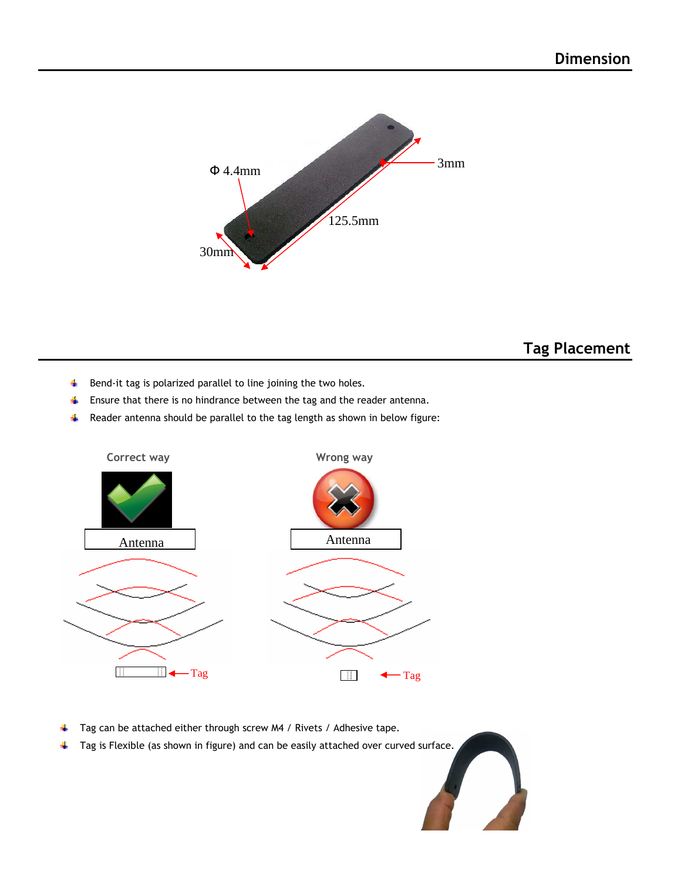## Dimension

## Tag Placement

- Bend-it tag is polarized parallel to line joining the two holes.
- Ensure that there is no hindrance between the tag and the reader antenna.
- Reader antenna should be parallel to the tag length as shown in below figure:

Correct way

Wrong way

- Tag can be attached either through screw M4 / Rivets / Adhesive tape.
- Tag is Flexible (as shown in figure) and can be easily attached over curved surface.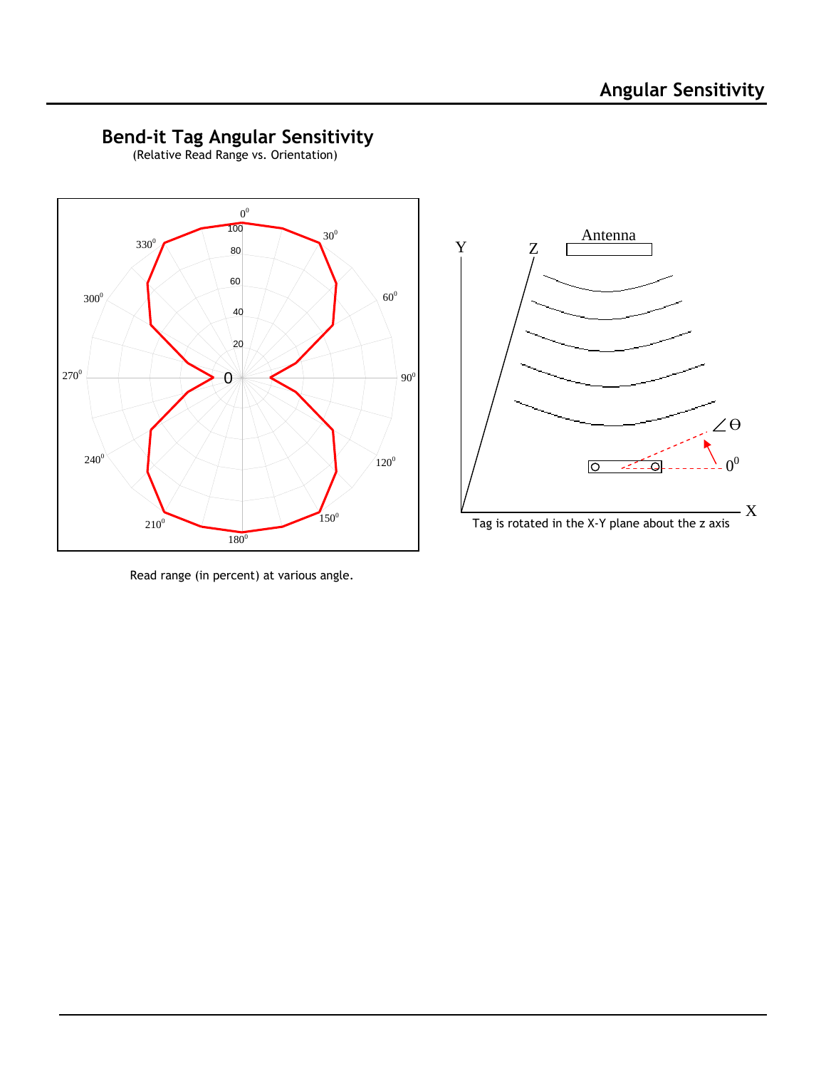## Bend-it Tag Angular Sensitivity

(Relative Read Range vs. Orientation)

$0^0$
$30^0$
$60^0$
$90^0$
$120^0$
$150^0$
$180^0$
$210^0$
$240^0$
$270^0$
$300^0$
$330^0$
100
80
60
40
20
0

Read range (in percent) at various angle.

Antenna
Y
Z
X
$\angle\Theta$
$0^0$

Tag is rotated in the X-Y plane about the z axis